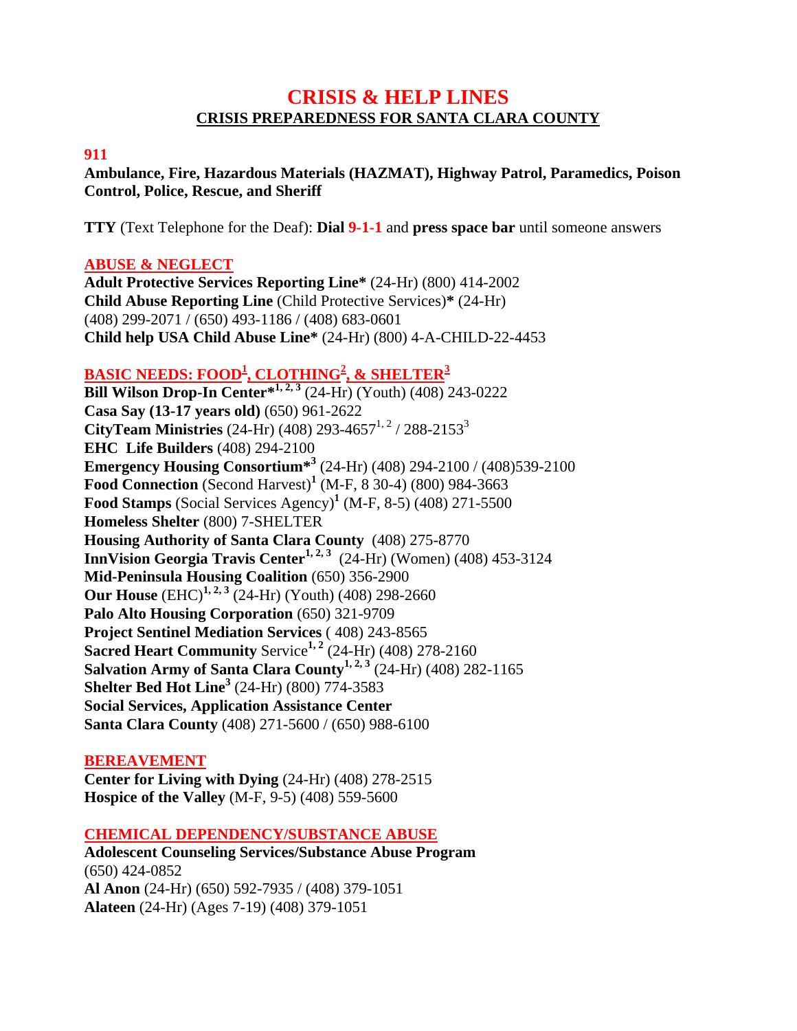# CRISIS & HELP LINES

## CRISIS PREPAREDNESS FOR SANTA CLARA COUNTY

**911**

**Ambulance, Fire, Hazardous Materials (HAZMAT), Highway Patrol, Paramedics, Poison Control, Police, Rescue, and Sheriff**

**TTY** (Text Telephone for the Deaf): **Dial 9-1-1** and **press space bar** until someone answers

### ABUSE & NEGLECT

**Adult Protective Services Reporting Line*** (24-Hr) (800) 414-2002
**Child Abuse Reporting Line** (Child Protective Services)***** (24-Hr)
(408) 299-2071 / (650) 493-1186 / (408) 683-0601
**Child help USA Child Abuse Line*** (24-Hr) (800) 4-A-CHILD-22-4453

### BASIC NEEDS: FOOD[1], CLOTHING[2], & SHELTER[3]

**Bill Wilson Drop-In Center***[1, 2, 3] (24-Hr) (Youth) (408) 243-0222
**Casa Say (13-17 years old)** (650) 961-2622
**CityTeam Ministries** (24-Hr) (408) 293-4657[1, 2] / 288-2153[3]
**EHC Life Builders** (408) 294-2100
**Emergency Housing Consortium***[3] (24-Hr) (408) 294-2100 / (408)539-2100
**Food Connection** (Second Harvest)[1] (M-F, 8 30-4) (800) 984-3663
**Food Stamps** (Social Services Agency)[1] (M-F, 8-5) (408) 271-5500
**Homeless Shelter** (800) 7-SHELTER
**Housing Authority of Santa Clara County** (408) 275-8770
**InnVision Georgia Travis Center**[1, 2, 3] (24-Hr) (Women) (408) 453-3124
**Mid-Peninsula Housing Coalition** (650) 356-2900
**Our House** (EHC)[1, 2, 3] (24-Hr) (Youth) (408) 298-2660
**Palo Alto Housing Corporation** (650) 321-9709
**Project Sentinel Mediation Services** ( 408) 243-8565
**Sacred Heart Community** Service[1, 2] (24-Hr) (408) 278-2160
**Salvation Army of Santa Clara County**[1, 2, 3] (24-Hr) (408) 282-1165
**Shelter Bed Hot Line**[3] (24-Hr) (800) 774-3583
**Social Services, Application Assistance Center**
**Santa Clara County** (408) 271-5600 / (650) 988-6100

### BEREAVEMENT

**Center for Living with Dying** (24-Hr) (408) 278-2515
**Hospice of the Valley** (M-F, 9-5) (408) 559-5600

### CHEMICAL DEPENDENCY/SUBSTANCE ABUSE

**Adolescent Counseling Services/Substance Abuse Program**
(650) 424-0852
**Al Anon** (24-Hr) (650) 592-7935 / (408) 379-1051
**Alateen** (24-Hr) (Ages 7-19) (408) 379-1051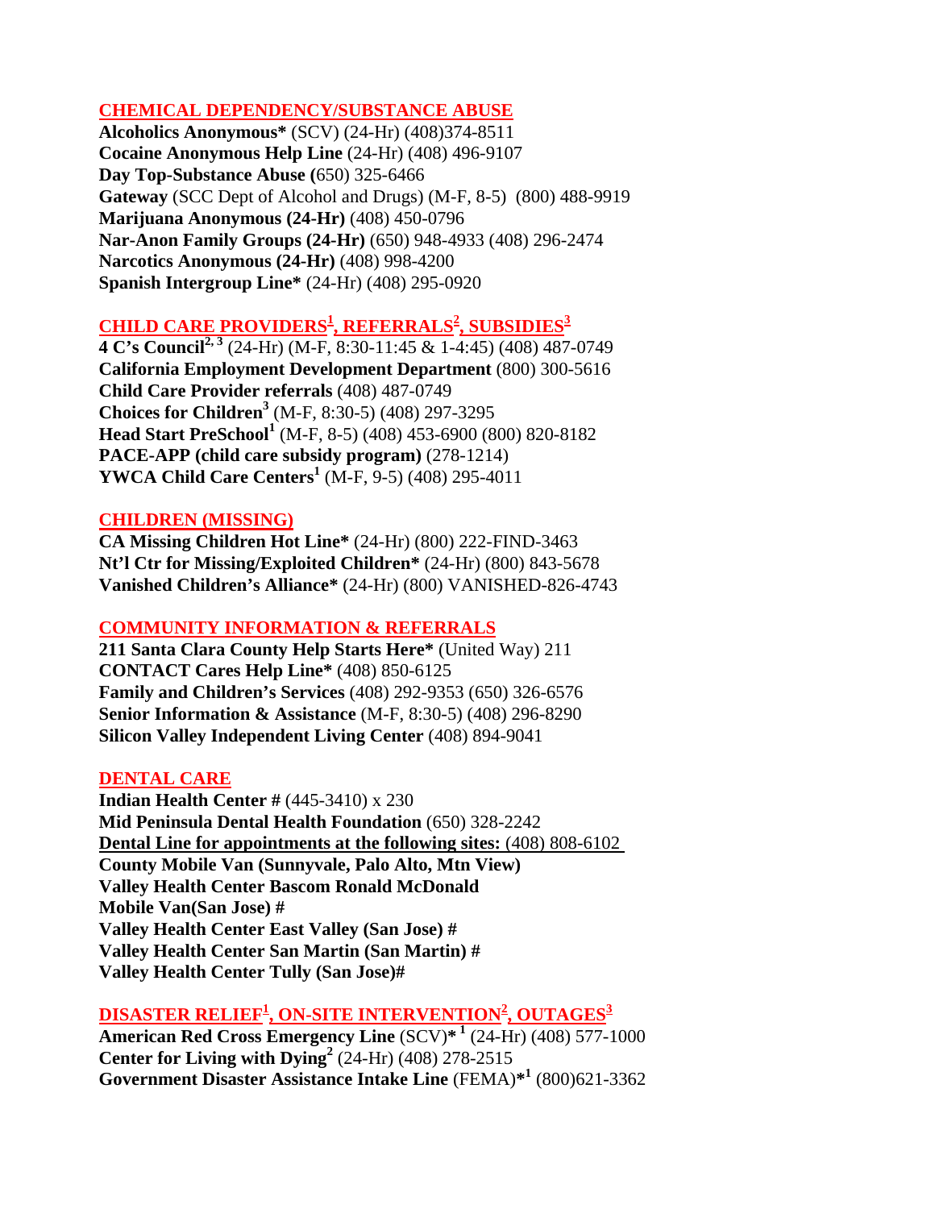## CHEMICAL DEPENDENCY/SUBSTANCE ABUSE

**Alcoholics Anonymous*** (SCV) (24-Hr) (408)374-8511
**Cocaine Anonymous Help Line** (24-Hr) (408) 496-9107
**Day Top-Substance Abuse (**650) 325-6466
**Gateway** (SCC Dept of Alcohol and Drugs) (M-F, 8-5) (800) 488-9919
**Marijuana Anonymous (24-Hr)** (408) 450-0796
**Nar-Anon Family Groups (24-Hr)** (650) 948-4933 (408) 296-2474
**Narcotics Anonymous (24-Hr)** (408) 998-4200
**Spanish Intergroup Line*** (24-Hr) (408) 295-0920

## CHILD CARE PROVIDERS[1], REFERRALS[2], SUBSIDIES[3]

**4 C's Council[2, 3]** (24-Hr) (M-F, 8:30-11:45 & 1-4:45) (408) 487-0749
**California Employment Development Department** (800) 300-5616
**Child Care Provider referrals** (408) 487-0749
**Choices for Children[3]** (M-F, 8:30-5) (408) 297-3295
**Head Start PreSchool[1]** (M-F, 8-5) (408) 453-6900 (800) 820-8182
**PACE-APP (child care subsidy program)** (278-1214)
**YWCA Child Care Centers[1]** (M-F, 9-5) (408) 295-4011

## CHILDREN (MISSING)

**CA Missing Children Hot Line*** (24-Hr) (800) 222-FIND-3463
**Nt'l Ctr for Missing/Exploited Children*** (24-Hr) (800) 843-5678
**Vanished Children's Alliance*** (24-Hr) (800) VANISHED-826-4743

## COMMUNITY INFORMATION & REFERRALS

**211 Santa Clara County Help Starts Here*** (United Way) 211
**CONTACT Cares Help Line*** (408) 850-6125
**Family and Children's Services** (408) 292-9353 (650) 326-6576
**Senior Information & Assistance** (M-F, 8:30-5) (408) 296-8290
**Silicon Valley Independent Living Center** (408) 894-9041

## DENTAL CARE

**Indian Health Center #** (445-3410) x 230
**Mid Peninsula Dental Health Foundation** (650) 328-2242
**Dental Line for appointments at the following sites:** (408) 808-6102
**County Mobile Van (Sunnyvale, Palo Alto, Mtn View)**
**Valley Health Center Bascom Ronald McDonald**
**Mobile Van(San Jose) #**
**Valley Health Center East Valley (San Jose) #**
**Valley Health Center San Martin (San Martin) #**
**Valley Health Center Tully (San Jose)#**

## DISASTER RELIEF[1], ON-SITE INTERVENTION[2], OUTAGES[3]

**American Red Cross Emergency Line** (SCV)*[1] (24-Hr) (408) 577-1000
**Center for Living with Dying[2]** (24-Hr) (408) 278-2515
**Government Disaster Assistance Intake Line** (FEMA)*[1] (800)621-3362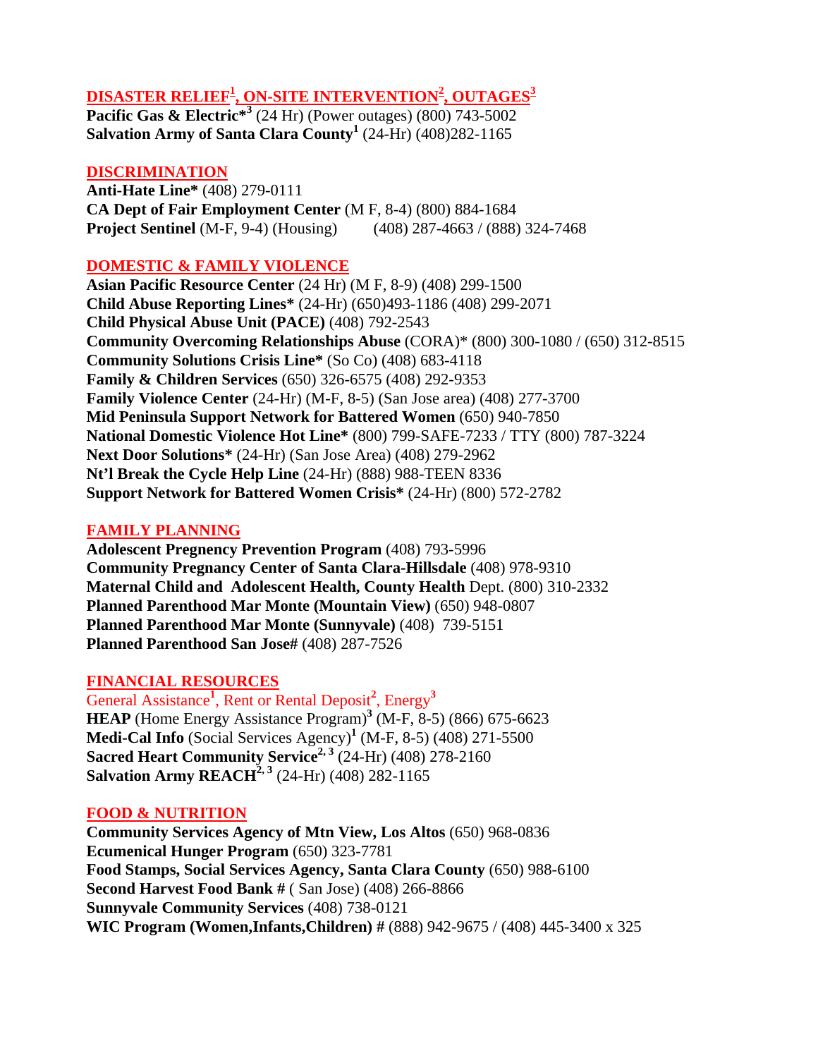## DISASTER RELIEF[1], ON-SITE INTERVENTION[2], OUTAGES[3]

**Pacific Gas & Electric*[3]** (24 Hr) (Power outages) (800) 743-5002
**Salvation Army of Santa Clara County[1]** (24-Hr) (408)282-1165

## DISCRIMINATION

**Anti-Hate Line*** (408) 279-0111
**CA Dept of Fair Employment Center** (M F, 8-4) (800) 884-1684
**Project Sentinel** (M-F, 9-4) (Housing) (408) 287-4663 / (888) 324-7468

## DOMESTIC & FAMILY VIOLENCE

**Asian Pacific Resource Center** (24 Hr) (M F, 8-9) (408) 299-1500
**Child Abuse Reporting Lines*** (24-Hr) (650)493-1186 (408) 299-2071
**Child Physical Abuse Unit (PACE)** (408) 792-2543
**Community Overcoming Relationships Abuse** (CORA)* (800) 300-1080 / (650) 312-8515
**Community Solutions Crisis Line*** (So Co) (408) 683-4118
**Family & Children Services** (650) 326-6575 (408) 292-9353
**Family Violence Center** (24-Hr) (M-F, 8-5) (San Jose area) (408) 277-3700
**Mid Peninsula Support Network for Battered Women** (650) 940-7850
**National Domestic Violence Hot Line*** (800) 799-SAFE-7233 / TTY (800) 787-3224
**Next Door Solutions*** (24-Hr) (San Jose Area) (408) 279-2962
**Nt'l Break the Cycle Help Line** (24-Hr) (888) 988-TEEN 8336
**Support Network for Battered Women Crisis*** (24-Hr) (800) 572-2782

## FAMILY PLANNING

**Adolescent Pregnency Prevention Program** (408) 793-5996
**Community Pregnancy Center of Santa Clara-Hillsdale** (408) 978-9310
**Maternal Child and Adolescent Health, County Health** Dept. (800) 310-2332
**Planned Parenthood Mar Monte (Mountain View)** (650) 948-0807
**Planned Parenthood Mar Monte (Sunnyvale)** (408) 739-5151
**Planned Parenthood San Jose#** (408) 287-7526

## FINANCIAL RESOURCES

General Assistance[1], Rent or Rental Deposit[2], Energy[3]

**HEAP** (Home Energy Assistance Program)[3] (M-F, 8-5) (866) 675-6623
**Medi-Cal Info** (Social Services Agency)[1] (M-F, 8-5) (408) 271-5500
**Sacred Heart Community Service[2, 3]** (24-Hr) (408) 278-2160
**Salvation Army REACH[2, 3]** (24-Hr) (408) 282-1165

## FOOD & NUTRITION

**Community Services Agency of Mtn View, Los Altos** (650) 968-0836
**Ecumenical Hunger Program** (650) 323-7781
**Food Stamps, Social Services Agency, Santa Clara County** (650) 988-6100
**Second Harvest Food Bank #** ( San Jose) (408) 266-8866
**Sunnyvale Community Services** (408) 738-0121
**WIC Program (Women,Infants,Children) #** (888) 942-9675 / (408) 445-3400 x 325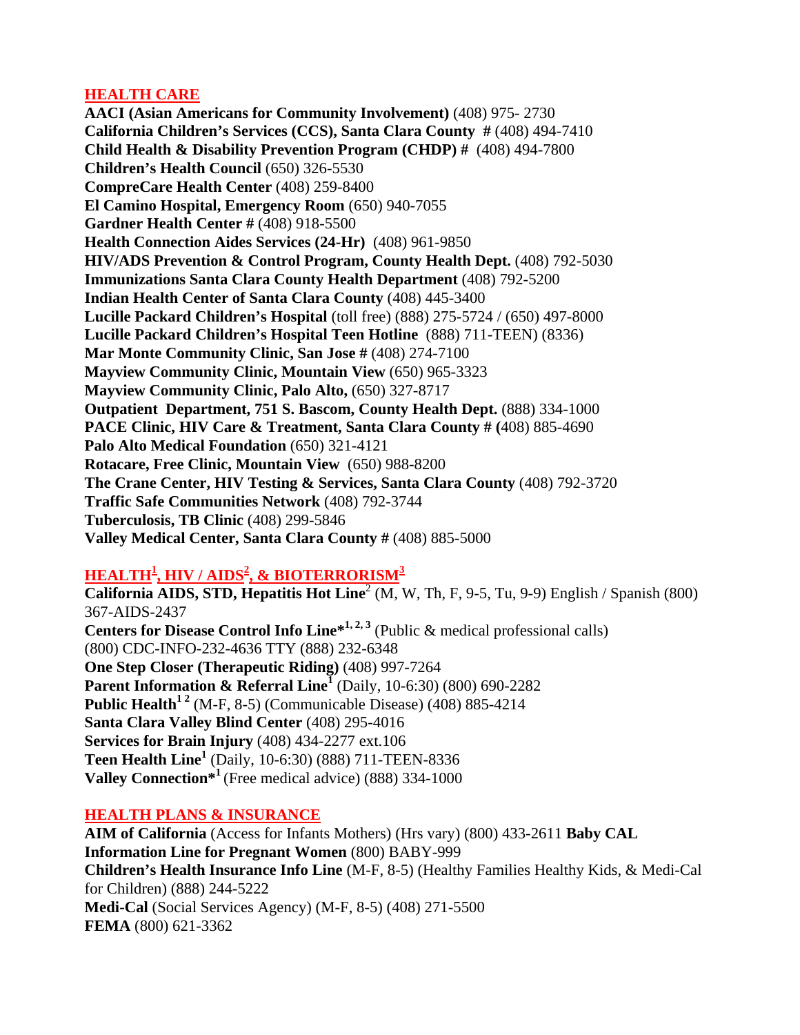## HEALTH CARE

**AACI (Asian Americans for Community Involvement)** (408) 975- 2730
**California Children's Services (CCS), Santa Clara County #** (408) 494-7410
**Child Health & Disability Prevention Program (CHDP) #** (408) 494-7800
**Children's Health Council** (650) 326-5530
**CompreCare Health Center** (408) 259-8400
**El Camino Hospital, Emergency Room** (650) 940-7055
**Gardner Health Center #** (408) 918-5500
**Health Connection Aides Services (24-Hr)** (408) 961-9850
**HIV/ADS Prevention & Control Program, County Health Dept.** (408) 792-5030
**Immunizations Santa Clara County Health Department** (408) 792-5200
**Indian Health Center of Santa Clara County** (408) 445-3400
**Lucille Packard Children's Hospital** (toll free) (888) 275-5724 / (650) 497-8000
**Lucille Packard Children's Hospital Teen Hotline** (888) 711-TEEN) (8336)
**Mar Monte Community Clinic, San Jose #** (408) 274-7100
**Mayview Community Clinic, Mountain View** (650) 965-3323
**Mayview Community Clinic, Palo Alto,** (650) 327-8717
**Outpatient Department, 751 S. Bascom, County Health Dept.** (888) 334-1000
**PACE Clinic, HIV Care & Treatment, Santa Clara County # (**408) 885-4690
**Palo Alto Medical Foundation** (650) 321-4121
**Rotacare, Free Clinic, Mountain View** (650) 988-8200
**The Crane Center, HIV Testing & Services, Santa Clara County** (408) 792-3720
**Traffic Safe Communities Network** (408) 792-3744
**Tuberculosis, TB Clinic** (408) 299-5846
**Valley Medical Center, Santa Clara County #** (408) 885-5000

## HEALTH[1], HIV / AIDS[2], & BIOTERRORISM[3]

**California AIDS, STD, Hepatitis Hot Line**[2] (M, W, Th, F, 9-5, Tu, 9-9) English / Spanish (800) 367-AIDS-2437
**Centers for Disease Control Info Line***[1, 2, 3] (Public & medical professional calls) (800) CDC-INFO-232-4636 TTY (888) 232-6348
**One Step Closer (Therapeutic Riding)** (408) 997-7264
**Parent Information & Referral Line**[1] (Daily, 10-6:30) (800) 690-2282
**Public Health**[1 2] (M-F, 8-5) (Communicable Disease) (408) 885-4214
**Santa Clara Valley Blind Center** (408) 295-4016
**Services for Brain Injury** (408) 434-2277 ext.106
**Teen Health Line**[1] (Daily, 10-6:30) (888) 711-TEEN-8336
**Valley Connection***[1] (Free medical advice) (888) 334-1000

## HEALTH PLANS & INSURANCE

**AIM of California** (Access for Infants Mothers) (Hrs vary) (800) 433-2611 **Baby CAL Information Line for Pregnant Women** (800) BABY-999
**Children's Health Insurance Info Line** (M-F, 8-5) (Healthy Families Healthy Kids, & Medi-Cal for Children) (888) 244-5222
**Medi-Cal** (Social Services Agency) (M-F, 8-5) (408) 271-5500
**FEMA** (800) 621-3362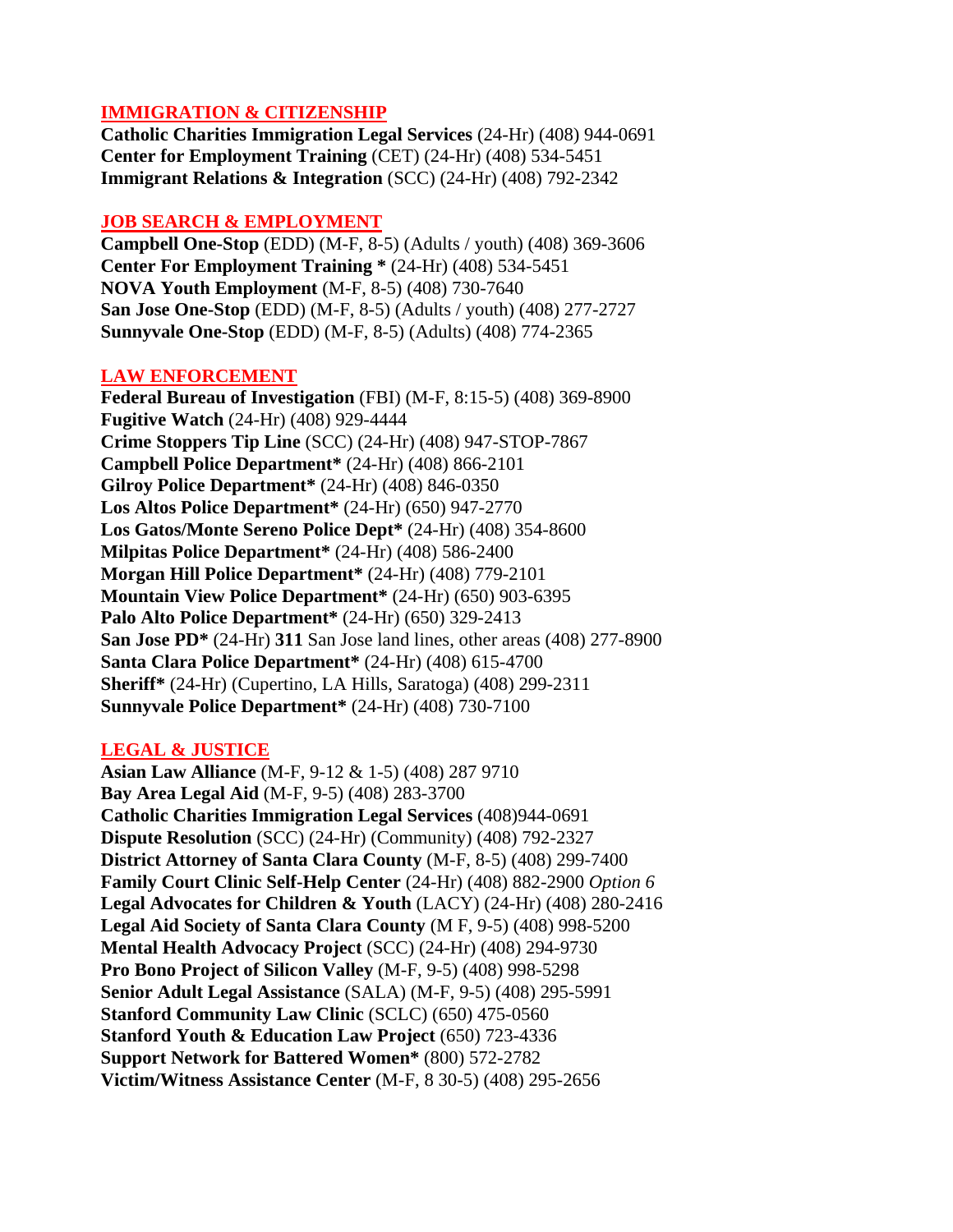## IMMIGRATION & CITIZENSHIP

**Catholic Charities Immigration Legal Services** (24-Hr) (408) 944-0691
**Center for Employment Training** (CET) (24-Hr) (408) 534-5451
**Immigrant Relations & Integration** (SCC) (24-Hr) (408) 792-2342

## JOB SEARCH & EMPLOYMENT

**Campbell One-Stop** (EDD) (M-F, 8-5) (Adults / youth) (408) 369-3606
**Center For Employment Training *** (24-Hr) (408) 534-5451
**NOVA Youth Employment** (M-F, 8-5) (408) 730-7640
**San Jose One-Stop** (EDD) (M-F, 8-5) (Adults / youth) (408) 277-2727
**Sunnyvale One-Stop** (EDD) (M-F, 8-5) (Adults) (408) 774-2365

## LAW ENFORCEMENT

**Federal Bureau of Investigation** (FBI) (M-F, 8:15-5) (408) 369-8900
**Fugitive Watch** (24-Hr) (408) 929-4444
**Crime Stoppers Tip Line** (SCC) (24-Hr) (408) 947-STOP-7867
**Campbell Police Department*** (24-Hr) (408) 866-2101
**Gilroy Police Department*** (24-Hr) (408) 846-0350
**Los Altos Police Department*** (24-Hr) (650) 947-2770
**Los Gatos/Monte Sereno Police Dept*** (24-Hr) (408) 354-8600
**Milpitas Police Department*** (24-Hr) (408) 586-2400
**Morgan Hill Police Department*** (24-Hr) (408) 779-2101
**Mountain View Police Department*** (24-Hr) (650) 903-6395
**Palo Alto Police Department*** (24-Hr) (650) 329-2413
**San Jose PD*** (24-Hr) **311** San Jose land lines, other areas (408) 277-8900
**Santa Clara Police Department*** (24-Hr) (408) 615-4700
**Sheriff*** (24-Hr) (Cupertino, LA Hills, Saratoga) (408) 299-2311
**Sunnyvale Police Department*** (24-Hr) (408) 730-7100

## LEGAL & JUSTICE

**Asian Law Alliance** (M-F, 9-12 & 1-5) (408) 287 9710
**Bay Area Legal Aid** (M-F, 9-5) (408) 283-3700
**Catholic Charities Immigration Legal Services** (408)944-0691
**Dispute Resolution** (SCC) (24-Hr) (Community) (408) 792-2327
**District Attorney of Santa Clara County** (M-F, 8-5) (408) 299-7400
**Family Court Clinic Self-Help Center** (24-Hr) (408) 882-2900 *Option 6*
**Legal Advocates for Children & Youth** (LACY) (24-Hr) (408) 280-2416
**Legal Aid Society of Santa Clara County** (M F, 9-5) (408) 998-5200
**Mental Health Advocacy Project** (SCC) (24-Hr) (408) 294-9730
**Pro Bono Project of Silicon Valley** (M-F, 9-5) (408) 998-5298
**Senior Adult Legal Assistance** (SALA) (M-F, 9-5) (408) 295-5991
**Stanford Community Law Clinic** (SCLC) (650) 475-0560
**Stanford Youth & Education Law Project** (650) 723-4336
**Support Network for Battered Women*** (800) 572-2782
**Victim/Witness Assistance Center** (M-F, 8 30-5) (408) 295-2656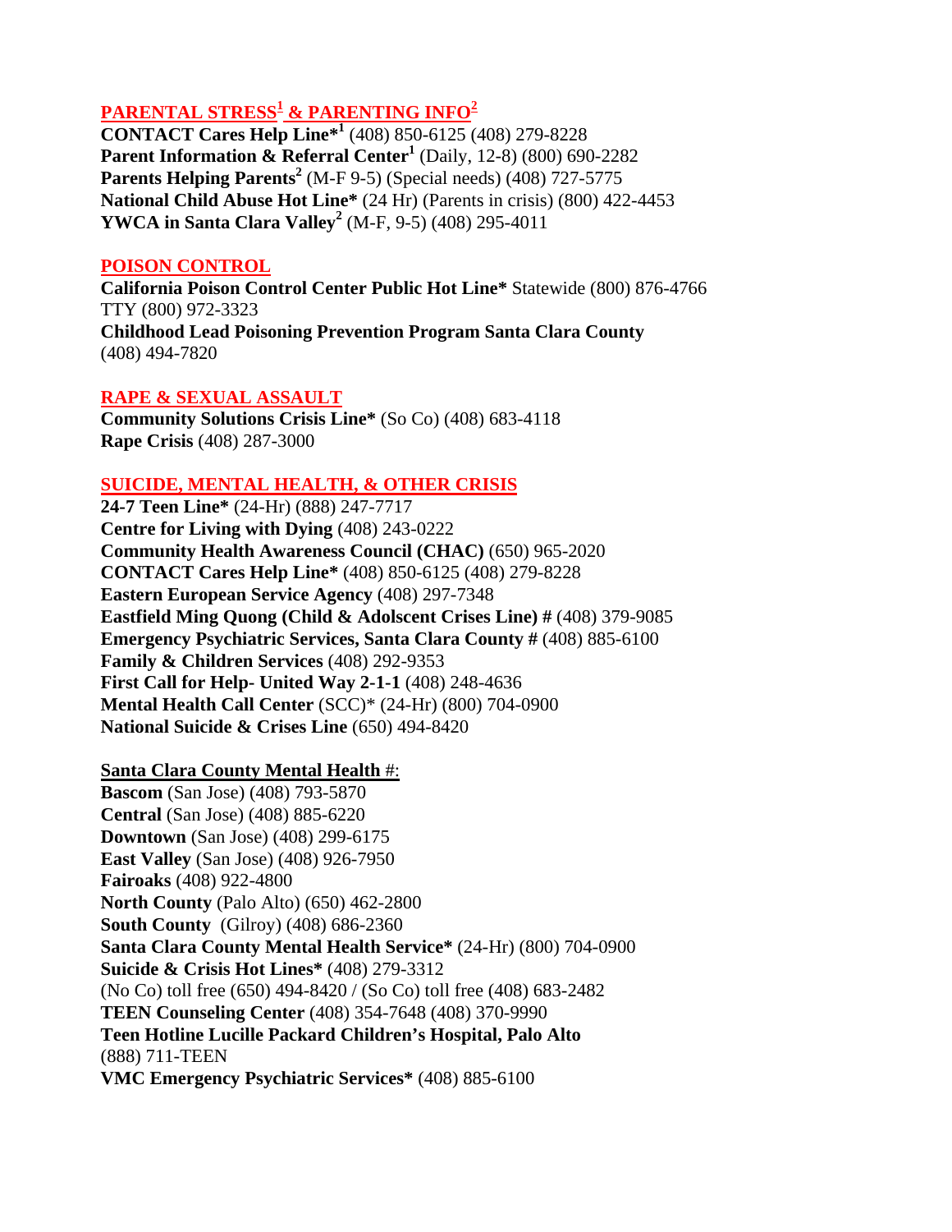## PARENTAL STRESS[1] & PARENTING INFO[2]

**CONTACT Cares Help Line*[1]** (408) 850-6125 (408) 279-8228
**Parent Information & Referral Center[1]** (Daily, 12-8) (800) 690-2282
**Parents Helping Parents[2]** (M-F 9-5) (Special needs) (408) 727-5775
**National Child Abuse Hot Line*** (24 Hr) (Parents in crisis) (800) 422-4453
**YWCA in Santa Clara Valley[2]** (M-F, 9-5) (408) 295-4011

## POISON CONTROL

**California Poison Control Center Public Hot Line*** Statewide (800) 876-4766
TTY (800) 972-3323
**Childhood Lead Poisoning Prevention Program Santa Clara County**
(408) 494-7820

## RAPE & SEXUAL ASSAULT

**Community Solutions Crisis Line*** (So Co) (408) 683-4118
**Rape Crisis** (408) 287-3000

## SUICIDE, MENTAL HEALTH, & OTHER CRISIS

**24-7 Teen Line*** (24-Hr) (888) 247-7717
**Centre for Living with Dying** (408) 243-0222
**Community Health Awareness Council (CHAC)** (650) 965-2020
**CONTACT Cares Help Line*** (408) 850-6125 (408) 279-8228
**Eastern European Service Agency** (408) 297-7348
**Eastfield Ming Quong (Child & Adolscent Crises Line) #** (408) 379-9085
**Emergency Psychiatric Services, Santa Clara County #** (661) 885-6100
**Family & Children Services** (408) 292-9353
**First Call for Help- United Way 2-1-1** (408) 248-4636
**Mental Health Call Center** (SCC)* (24-Hr) (800) 704-0900
**National Suicide & Crises Line** (650) 494-8420

### Santa Clara County Mental Health #:

**Bascom** (San Jose) (408) 793-5870
**Central** (San Jose) (408) 885-6220
**Downtown** (San Jose) (408) 299-6175
**East Valley** (San Jose) (408) 926-7950
**Fairoaks** (408) 922-4800
**North County** (Palo Alto) (650) 462-2800
**South County** (Gilroy) (408) 686-2360
**Santa Clara County Mental Health Service*** (24-Hr) (800) 704-0900
**Suicide & Crisis Hot Lines*** (408) 279-3312
(No Co) toll free (650) 494-8420 / (So Co) toll free (408) 683-2482
**TEEN Counseling Center** (408) 354-7648 (408) 370-9990
**Teen Hotline Lucille Packard Children's Hospital, Palo Alto**
(888) 711-TEEN
**VMC Emergency Psychiatric Services*** (408) 885-6100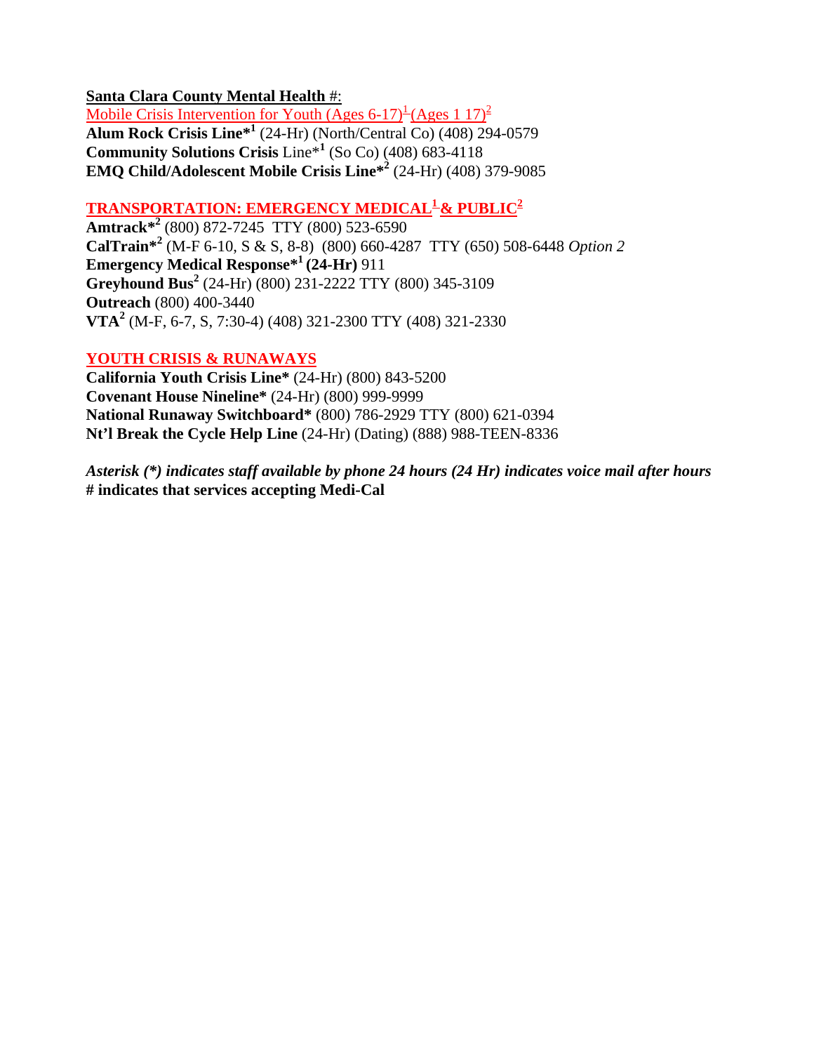**Santa Clara County Mental Health** #:

Mobile Crisis Intervention for Youth (Ages 6-17)[1] (Ages 1 17)[2]

**Alum Rock Crisis Line*[1]** (24-Hr) (North/Central Co) (408) 294-0579

**Community Solutions Crisis** Line*[1] (So Co) (408) 683-4118

**EMQ Child/Adolescent Mobile Crisis Line*[2]** (24-Hr) (408) 379-9085

## TRANSPORTATION: EMERGENCY MEDICAL[1] & PUBLIC[2]

**Amtrack*[2]** (800) 872-7245 TTY (800) 523-6590

**CalTrain*[2]** (M-F 6-10, S & S, 8-8) (800) 660-4287 TTY (650) 508-6448 *Option 2*

**Emergency Medical Response*[1] (24-Hr)** 911

**Greyhound Bus[2]** (24-Hr) (800) 231-2222 TTY (800) 345-3109

**Outreach** (800) 400-3440

**VTA[2]** (M-F, 6-7, S, 7:30-4) (408) 321-2300 TTY (408) 321-2330

## YOUTH CRISIS & RUNAWAYS

**California Youth Crisis Line*** (24-Hr) (800) 843-5200

**Covenant House Nineline*** (24-Hr) (800) 999-9999

**National Runaway Switchboard*** (800) 786-2929 TTY (800) 621-0394

**Nt'l Break the Cycle Help Line** (24-Hr) (Dating) (888) 988-TEEN-8336

***Asterisk (*) indicates staff available by phone 24 hours (24 Hr) indicates voice mail after hours***

**# indicates that services accepting Medi-Cal**